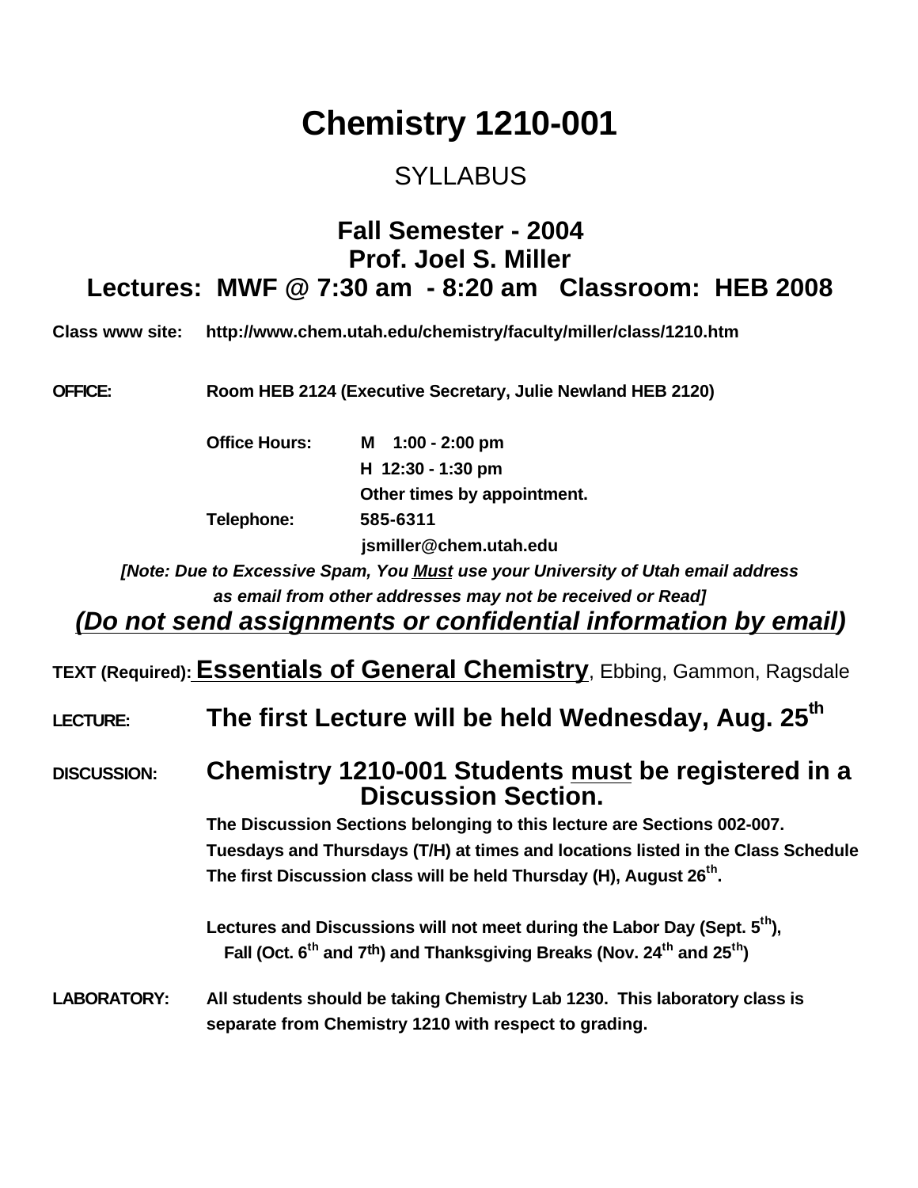# Chemistry 1210-001

## SYLLABUS

## Fall Semester - 2004
## Prof. Joel S. Miller
## Lectures: MWF @ 7:30 am - 8:20 am Classroom: HEB 2008

**Class www site:** **http://www.chem.utah.edu/chemistry/faculty/miller/class/1210.htm**

**OFFICE:** **Room HEB 2124 (Executive Secretary, Julie Newland HEB 2120)**

**Office Hours:** **M 1:00 - 2:00 pm**
**H 12:30 - 1:30 pm**
**Other times by appointment.**

**Telephone:** **585-6311**
**jsmiller@chem.utah.edu**

***[Note: Due to Excessive Spam, You <u>Must</u> use your University of Utah email address as email from other addresses may not be received or Read]***

***<u>(Do not send assignments or confidential information by email)</u>***

**TEXT (Required):** **<u>Essentials of General Chemistry</u>**, Ebbing, Gammon, Ragsdale

**LECTURE:** **The first Lecture will be held Wednesday, Aug. 25th**

**DISCUSSION:** **Chemistry 1210-001 Students <u>must</u> be registered in a Discussion Section.**

**The Discussion Sections belonging to this lecture are Sections 002-007.**
**Tuesdays and Thursdays (T/H) at times and locations listed in the Class Schedule**
**The first Discussion class will be held Thursday (H), August 26th.**

**Lectures and Discussions will not meet during the Labor Day (Sept. 5th), Fall (Oct. 6th and 7th) and Thanksgiving Breaks (Nov. 24th and 25th)**

**LABORATORY:** **All students should be taking Chemistry Lab 1230. This laboratory class is separate from Chemistry 1210 with respect to grading.**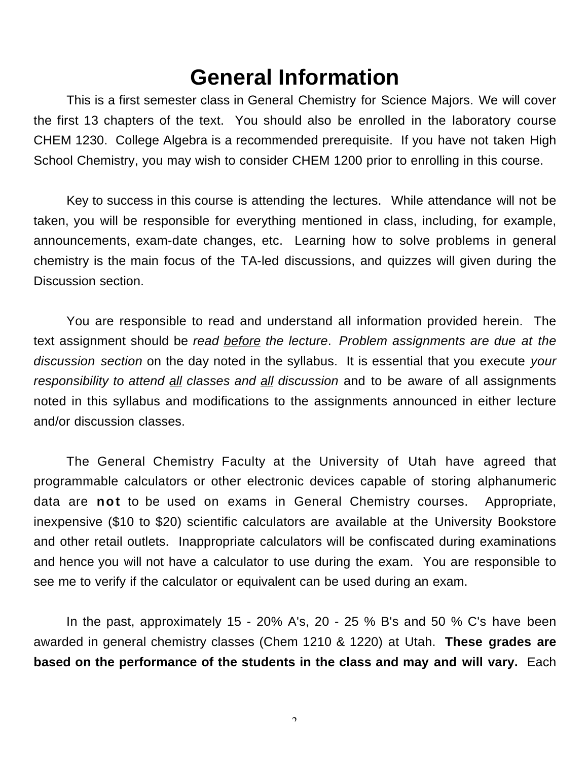# General Information

This is a first semester class in General Chemistry for Science Majors. We will cover the first 13 chapters of the text. You should also be enrolled in the laboratory course CHEM 1230. College Algebra is a recommended prerequisite. If you have not taken High School Chemistry, you may wish to consider CHEM 1200 prior to enrolling in this course.

Key to success in this course is attending the lectures. While attendance will not be taken, you will be responsible for everything mentioned in class, including, for example, announcements, exam-date changes, etc. Learning how to solve problems in general chemistry is the main focus of the TA-led discussions, and quizzes will given during the Discussion section.

You are responsible to read and understand all information provided herein. The text assignment should be *read before the lecture*. *Problem assignments are due at the discussion section* on the day noted in the syllabus. It is essential that you execute *your responsibility to attend all classes and all discussion* and to be aware of all assignments noted in this syllabus and modifications to the assignments announced in either lecture and/or discussion classes.

The General Chemistry Faculty at the University of Utah have agreed that programmable calculators or other electronic devices capable of storing alphanumeric data are **not** to be used on exams in General Chemistry courses. Appropriate, inexpensive ($10 to $20) scientific calculators are available at the University Bookstore and other retail outlets. Inappropriate calculators will be confiscated during examinations and hence you will not have a calculator to use during the exam. You are responsible to see me to verify if the calculator or equivalent can be used during an exam.

In the past, approximately 15 - 20% A's, 20 - 25 % B's and 50 % C's have been awarded in general chemistry classes (Chem 1210 & 1220) at Utah. **These grades are based on the performance of the students in the class and may and will vary.** Each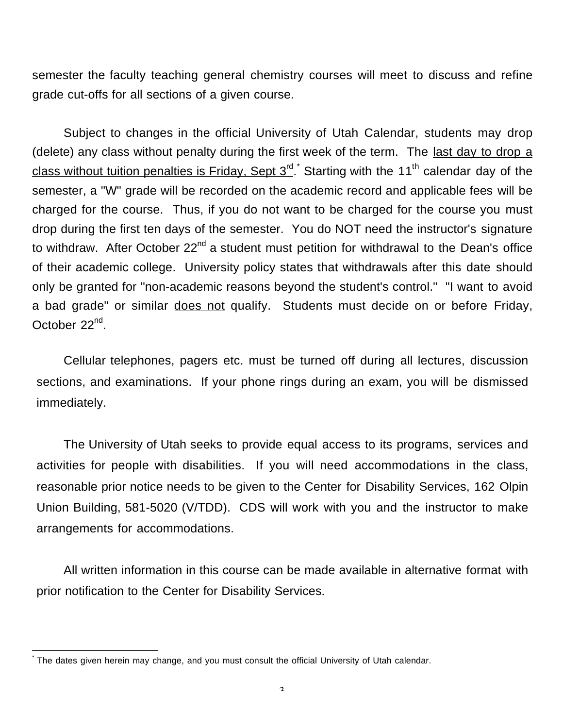semester the faculty teaching general chemistry courses will meet to discuss and refine grade cut-offs for all sections of a given course.

Subject to changes in the official University of Utah Calendar, students may drop (delete) any class without penalty during the first week of the term. The last day to drop a class without tuition penalties is Friday, Sept 3rd.* Starting with the 11th calendar day of the semester, a "W" grade will be recorded on the academic record and applicable fees will be charged for the course. Thus, if you do not want to be charged for the course you must drop during the first ten days of the semester. You do NOT need the instructor's signature to withdraw. After October 22nd a student must petition for withdrawal to the Dean's office of their academic college. University policy states that withdrawals after this date should only be granted for "non-academic reasons beyond the student's control." "I want to avoid a bad grade" or similar does not qualify. Students must decide on or before Friday, October 22nd.

Cellular telephones, pagers etc. must be turned off during all lectures, discussion sections, and examinations. If your phone rings during an exam, you will be dismissed immediately.

The University of Utah seeks to provide equal access to its programs, services and activities for people with disabilities. If you will need accommodations in the class, reasonable prior notice needs to be given to the Center for Disability Services, 162 Olpin Union Building, 581-5020 (V/TDD). CDS will work with you and the instructor to make arrangements for accommodations.

All written information in this course can be made available in alternative format with prior notification to the Center for Disability Services.

---

* The dates given herein may change, and you must consult the official University of Utah calendar.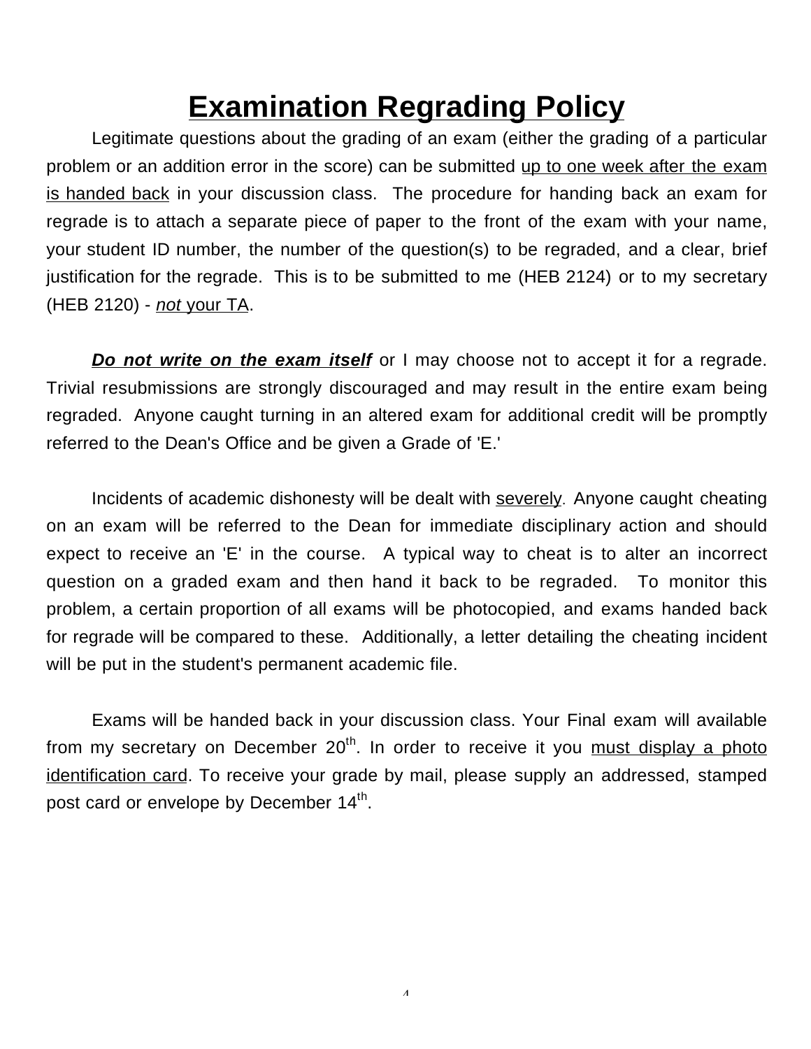# Examination Regrading Policy

Legitimate questions about the grading of an exam (either the grading of a particular problem or an addition error in the score) can be submitted up to one week after the exam is handed back in your discussion class. The procedure for handing back an exam for regrade is to attach a separate piece of paper to the front of the exam with your name, your student ID number, the number of the question(s) to be regraded, and a clear, brief justification for the regrade. This is to be submitted to me (HEB 2124) or to my secretary (HEB 2120) - *not* your TA.

***Do not write on the exam itself*** or I may choose not to accept it for a regrade. Trivial resubmissions are strongly discouraged and may result in the entire exam being regraded. Anyone caught turning in an altered exam for additional credit will be promptly referred to the Dean's Office and be given a Grade of 'E.'

Incidents of academic dishonesty will be dealt with severely. Anyone caught cheating on an exam will be referred to the Dean for immediate disciplinary action and should expect to receive an 'E' in the course. A typical way to cheat is to alter an incorrect question on a graded exam and then hand it back to be regraded. To monitor this problem, a certain proportion of all exams will be photocopied, and exams handed back for regrade will be compared to these. Additionally, a letter detailing the cheating incident will be put in the student's permanent academic file.

Exams will be handed back in your discussion class. Your Final exam will available from my secretary on December 20th. In order to receive it you must display a photo identification card. To receive your grade by mail, please supply an addressed, stamped post card or envelope by December 14th.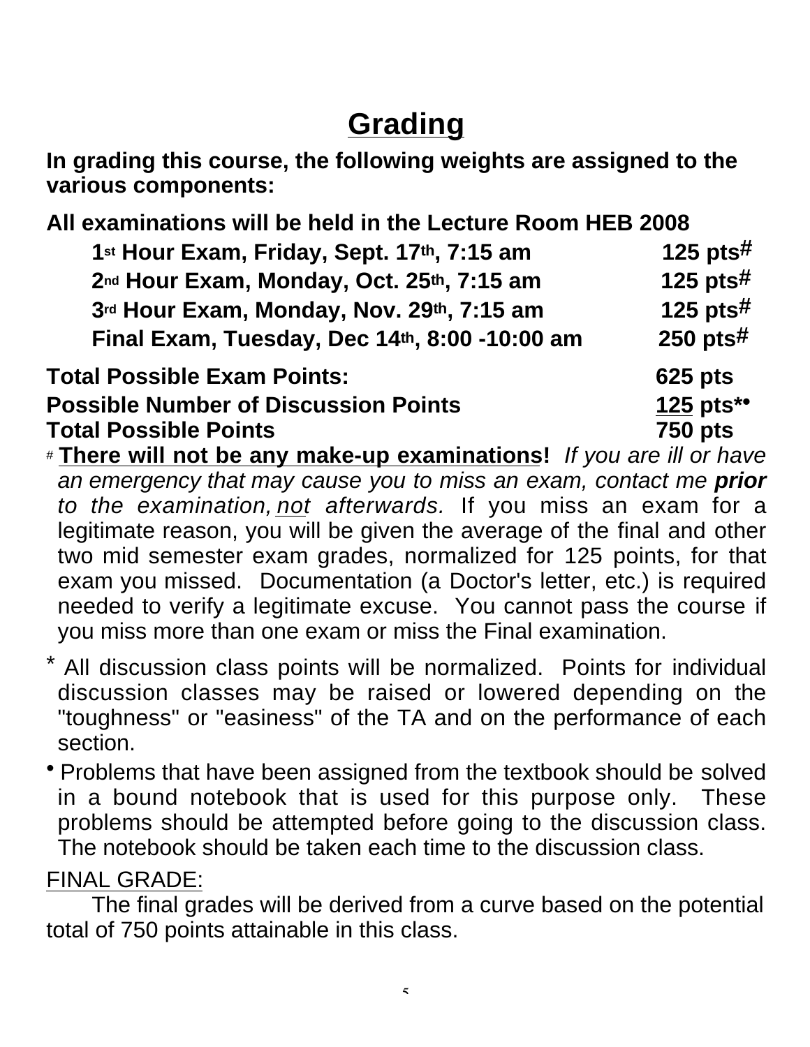# Grading

**In grading this course, the following weights are assigned to the various components:**

**All examinations will be held in the Lecture Room HEB 2008**

| | |
|---|---|
| **1st Hour Exam, Friday, Sept. 17th, 7:15 am** | **125 pts#** |
| **2nd Hour Exam, Monday, Oct. 25th, 7:15 am** | **125 pts#** |
| **3rd Hour Exam, Monday, Nov. 29th, 7:15 am** | **125 pts#** |
| **Final Exam, Tuesday, Dec 14th, 8:00 -10:00 am** | **250 pts#** |

| | |
|---|---|
| **Total Possible Exam Points:** | **625 pts** |
| **Possible Number of Discussion Points** | **125 pts*•** |
| **Total Possible Points** | **750 pts** |

# **There will not be any make-up examinations!** *If you are ill or have an emergency that may cause you to miss an exam, contact me **prior** to the examination, not afterwards.* If you miss an exam for a legitimate reason, you will be given the average of the final and other two mid semester exam grades, normalized for 125 points, for that exam you missed. Documentation (a Doctor's letter, etc.) is required needed to verify a legitimate excuse. You cannot pass the course if you miss more than one exam or miss the Final examination.

* All discussion class points will be normalized. Points for individual discussion classes may be raised or lowered depending on the "toughness" or "easiness" of the TA and on the performance of each section.

• Problems that have been assigned from the textbook should be solved in a bound notebook that is used for this purpose only. These problems should be attempted before going to the discussion class. The notebook should be taken each time to the discussion class.

FINAL GRADE:

The final grades will be derived from a curve based on the potential total of 750 points attainable in this class.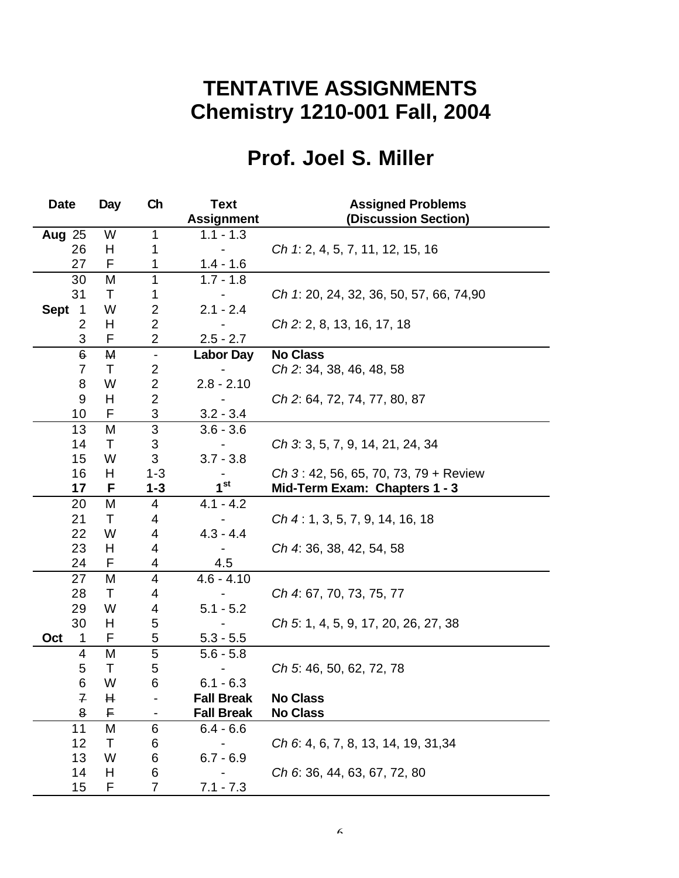# TENTATIVE ASSIGNMENTS
# Chemistry 1210-001 Fall, 2004

## Prof. Joel S. Miller

| Date | Day | Ch | Text Assignment | Assigned Problems (Discussion Section) |
|---|---|---|---|---|
| **Aug** 25 | W | 1 | 1.1 - 1.3 | |
| 26 | H | 1 | - | *Ch 1*: 2, 4, 5, 7, 11, 12, 15, 16 |
| 27 | F | 1 | 1.4 - 1.6 | |
| 30 | M | 1 | 1.7 - 1.8 | |
| 31 | T | 1 | - | *Ch 1*: 20, 24, 32, 36, 50, 57, 66, 74,90 |
| **Sept** 1 | W | 2 | 2.1 - 2.4 | |
| 2 | H | 2 | - | *Ch 2*: 2, 8, 13, 16, 17, 18 |
| 3 | F | 2 | 2.5 - 2.7 | |
| ~~6~~ | ~~M~~ | - | **Labor Day** | **No Class** |
| 7 | T | 2 | - | *Ch 2*: 34, 38, 46, 48, 58 |
| 8 | W | 2 | 2.8 - 2.10 | |
| 9 | H | 2 | - | *Ch 2*: 64, 72, 74, 77, 80, 87 |
| 10 | F | 3 | 3.2 - 3.4 | |
| 13 | M | 3 | 3.6 - 3.6 | |
| 14 | T | 3 | - | *Ch 3*: 3, 5, 7, 9, 14, 21, 24, 34 |
| 15 | W | 3 | 3.7 - 3.8 | |
| 16 | H | 1-3 | - | *Ch 3* : 42, 56, 65, 70, 73, 79 + Review |
| **17** | **F** | **1-3** | **1st** | **Mid-Term Exam: Chapters 1 - 3** |
| 20 | M | 4 | 4.1 - 4.2 | |
| 21 | T | 4 | - | *Ch 4* : 1, 3, 5, 7, 9, 14, 16, 18 |
| 22 | W | 4 | 4.3 - 4.4 | |
| 23 | H | 4 | - | *Ch 4*: 36, 38, 42, 54, 58 |
| 24 | F | 4 | 4.5 | |
| 27 | M | 4 | 4.6 - 4.10 | |
| 28 | T | 4 | - | *Ch 4*: 67, 70, 73, 75, 77 |
| 29 | W | 4 | 5.1 - 5.2 | |
| 30 | H | 5 | - | *Ch 5*: 1, 4, 5, 9, 17, 20, 26, 27, 38 |
| **Oct** 1 | F | 5 | 5.3 - 5.5 | |
| 4 | M | 5 | 5.6 - 5.8 | |
| 5 | T | 5 | - | *Ch 5*: 46, 50, 62, 72, 78 |
| 6 | W | 6 | 6.1 - 6.3 | |
| ~~7~~ | ~~H~~ | - | **Fall Break** | **No Class** |
| ~~8~~ | ~~F~~ | - | **Fall Break** | **No Class** |
| 11 | M | 6 | 6.4 - 6.6 | |
| 12 | T | 6 | - | *Ch 6*: 4, 6, 7, 8, 13, 14, 19, 31,34 |
| 13 | W | 6 | 6.7 - 6.9 | |
| 14 | H | 6 | - | *Ch 6*: 36, 44, 63, 67, 72, 80 |
| 15 | F | 7 | 7.1 - 7.3 | |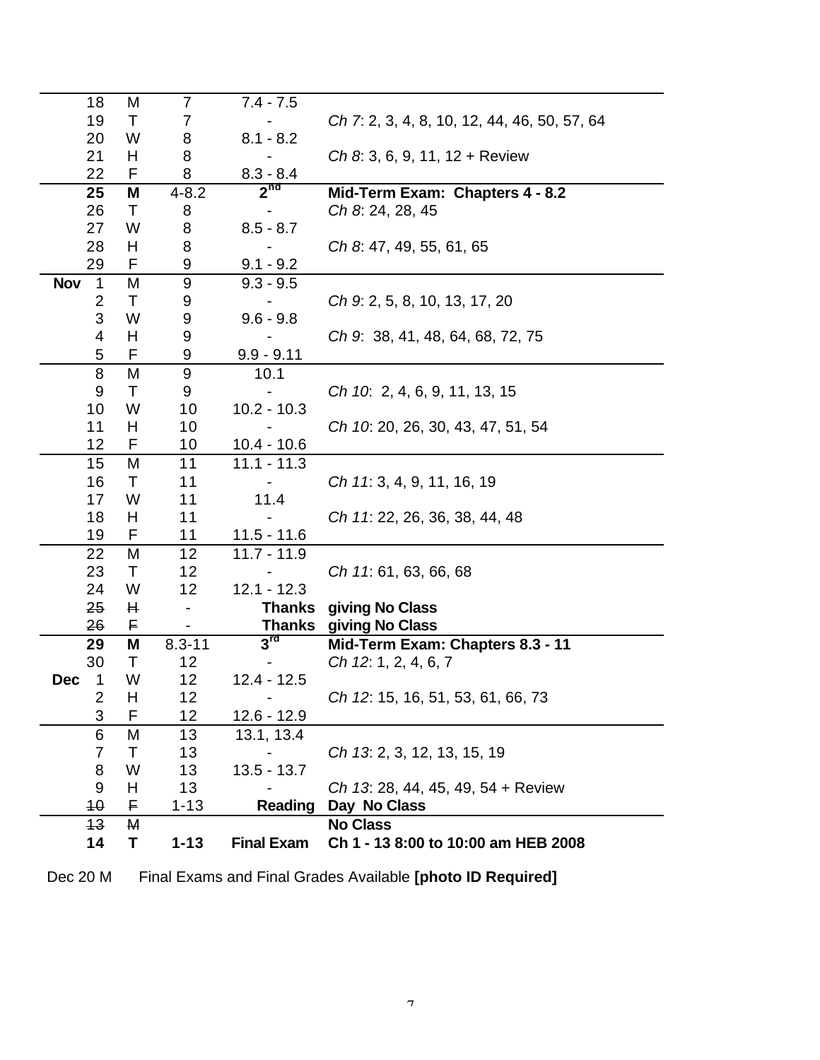| | | | | | |
|---|---|---|---|---|---|
| | 18 | M | 7 | 7.4 - 7.5 | |
| | 19 | T | 7 | - | *Ch 7*: 2, 3, 4, 8, 10, 12, 44, 46, 50, 57, 64 |
| | 20 | W | 8 | 8.1 - 8.2 | |
| | 21 | H | 8 | - | *Ch 8*: 3, 6, 9, 11, 12 + Review |
| | 22 | F | 8 | 8.3 - 8.4 | |
| | **25** | **M** | 4-8.2 | **2nd** | **Mid-Term Exam: Chapters 4 - 8.2** |
| | 26 | T | 8 | - | *Ch 8*: 24, 28, 45 |
| | 27 | W | 8 | 8.5 - 8.7 | |
| | 28 | H | 8 | - | *Ch 8*: 47, 49, 55, 61, 65 |
| | 29 | F | 9 | 9.1 - 9.2 | |
| **Nov** | 1 | M | 9 | 9.3 - 9.5 | |
| | 2 | T | 9 | - | *Ch 9*: 2, 5, 8, 10, 13, 17, 20 |
| | 3 | W | 9 | 9.6 - 9.8 | |
| | 4 | H | 9 | - | *Ch 9*: 38, 41, 48, 64, 68, 72, 75 |
| | 5 | F | 9 | 9.9 - 9.11 | |
| | 8 | M | 9 | 10.1 | |
| | 9 | T | 9 | - | *Ch 10*: 2, 4, 6, 9, 11, 13, 15 |
| | 10 | W | 10 | 10.2 - 10.3 | |
| | 11 | H | 10 | - | *Ch 10*: 20, 26, 30, 43, 47, 51, 54 |
| | 12 | F | 10 | 10.4 - 10.6 | |
| | 15 | M | 11 | 11.1 - 11.3 | |
| | 16 | T | 11 | - | *Ch 11*: 3, 4, 9, 11, 16, 19 |
| | 17 | W | 11 | 11.4 | |
| | 18 | H | 11 | - | *Ch 11*: 22, 26, 36, 38, 44, 48 |
| | 19 | F | 11 | 11.5 - 11.6 | |
| | 22 | M | 12 | 11.7 - 11.9 | |
| | 23 | T | 12 | - | *Ch 11*: 61, 63, 66, 68 |
| | 24 | W | 12 | 12.1 - 12.3 | |
| | ~~25~~ | ~~H~~ | - | **Thanks** | **giving No Class** |
| | ~~26~~ | ~~F~~ | - | **Thanks** | **giving No Class** |
| | **29** | **M** | 8.3-11 | **3rd** | **Mid-Term Exam: Chapters 8.3 - 11** |
| | 30 | T | 12 | - | *Ch 12*: 1, 2, 4, 6, 7 |
| **Dec** | 1 | W | 12 | 12.4 - 12.5 | |
| | 2 | H | 12 | - | *Ch 12*: 15, 16, 51, 53, 61, 66, 73 |
| | 3 | F | 12 | 12.6 - 12.9 | |
| | 6 | M | 13 | 13.1, 13.4 | |
| | 7 | T | 13 | - | *Ch 13*: 2, 3, 12, 13, 15, 19 |
| | 8 | W | 13 | 13.5 - 13.7 | |
| | 9 | H | 13 | - | *Ch 13*: 28, 44, 45, 49, 54 + Review |
| | ~~10~~ | ~~F~~ | 1-13 | **Reading** | **Day No Class** |
| | ~~13~~ | ~~M~~ | | | **No Class** |
| | **14** | **T** | **1-13** | **Final Exam** | **Ch 1 - 13 8:00 to 10:00 am HEB 2008** |

Dec 20 M Final Exams and Final Grades Available **[photo ID Required]**